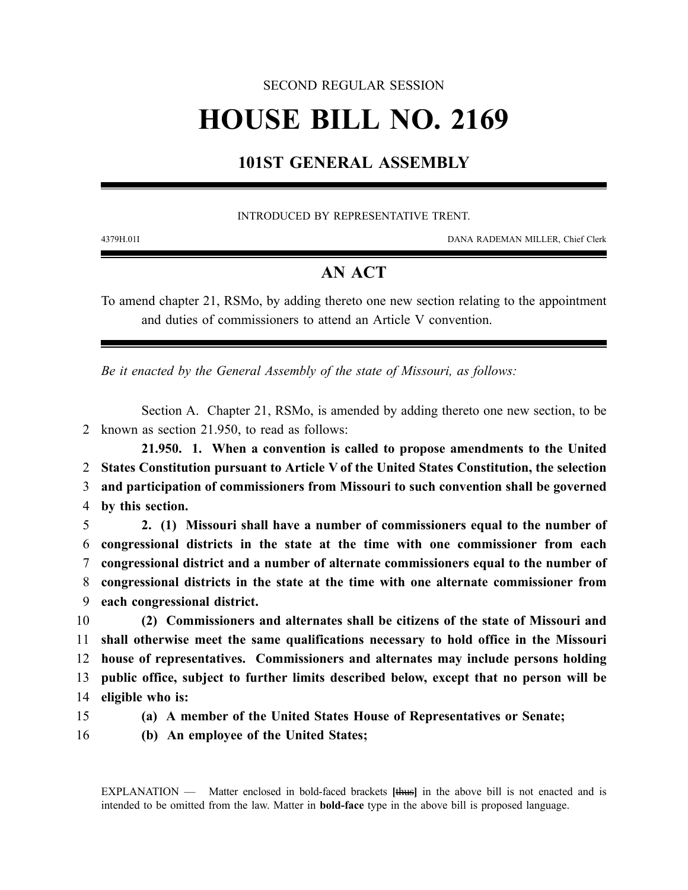SECOND REGULAR SESSION

# HOUSE BILL NO. 2169

## 101ST GENERAL ASSEMBLY

INTRODUCED BY REPRESENTATIVE TRENT.

4379H.01I DANA RADEMAN MILLER, Chief Clerk

## AN ACT

To amend chapter 21, RSMo, by adding thereto one new section relating to the appointment and duties of commissioners to attend an Article V convention.

*Be it enacted by the General Assembly of the state of Missouri, as follows:*

Section A. Chapter 21, RSMo, is amended by adding thereto one new section, to be known as section 21.950, to read as follows:

**21.950. 1. When a convention is called to propose amendments to the United States Constitution pursuant to Article V of the United States Constitution, the selection and participation of commissioners from Missouri to such convention shall be governed by this section.**

**2. (1) Missouri shall have a number of commissioners equal to the number of congressional districts in the state at the time with one commissioner from each congressional district and a number of alternate commissioners equal to the number of congressional districts in the state at the time with one alternate commissioner from each congressional district.**

**(2) Commissioners and alternates shall be citizens of the state of Missouri and shall otherwise meet the same qualifications necessary to hold office in the Missouri house of representatives. Commissioners and alternates may include persons holding public office, subject to further limits described below, except that no person will be eligible who is:**

**(a) A member of the United States House of Representatives or Senate;**

**(b) An employee of the United States;**

EXPLANATION — Matter enclosed in bold-faced brackets **[~~thus~~]** in the above bill is not enacted and is intended to be omitted from the law. Matter in **bold-face** type in the above bill is proposed language.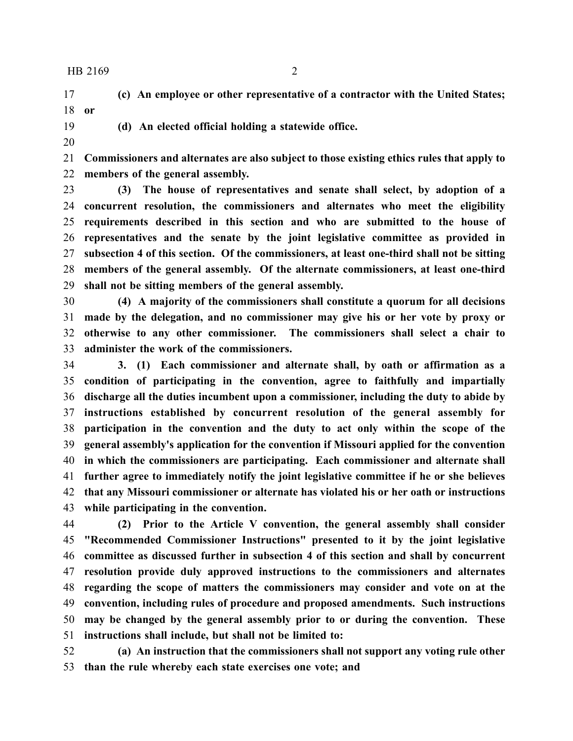**(c) An employee or other representative of a contractor with the United States; or**

**(d) An elected official holding a statewide office.**

**Commissioners and alternates are also subject to those existing ethics rules that apply to members of the general assembly.**

**(3) The house of representatives and senate shall select, by adoption of a concurrent resolution, the commissioners and alternates who meet the eligibility requirements described in this section and who are submitted to the house of representatives and the senate by the joint legislative committee as provided in subsection 4 of this section. Of the commissioners, at least one-third shall not be sitting members of the general assembly. Of the alternate commissioners, at least one-third shall not be sitting members of the general assembly.**

**(4) A majority of the commissioners shall constitute a quorum for all decisions made by the delegation, and no commissioner may give his or her vote by proxy or otherwise to any other commissioner. The commissioners shall select a chair to administer the work of the commissioners.**

**3. (1) Each commissioner and alternate shall, by oath or affirmation as a condition of participating in the convention, agree to faithfully and impartially discharge all the duties incumbent upon a commissioner, including the duty to abide by instructions established by concurrent resolution of the general assembly for participation in the convention and the duty to act only within the scope of the general assembly's application for the convention if Missouri applied for the convention in which the commissioners are participating. Each commissioner and alternate shall further agree to immediately notify the joint legislative committee if he or she believes that any Missouri commissioner or alternate has violated his or her oath or instructions while participating in the convention.**

**(2) Prior to the Article V convention, the general assembly shall consider "Recommended Commissioner Instructions" presented to it by the joint legislative committee as discussed further in subsection 4 of this section and shall by concurrent resolution provide duly approved instructions to the commissioners and alternates regarding the scope of matters the commissioners may consider and vote on at the convention, including rules of procedure and proposed amendments. Such instructions may be changed by the general assembly prior to or during the convention. These instructions shall include, but shall not be limited to:**

**(a) An instruction that the commissioners shall not support any voting rule other than the rule whereby each state exercises one vote; and**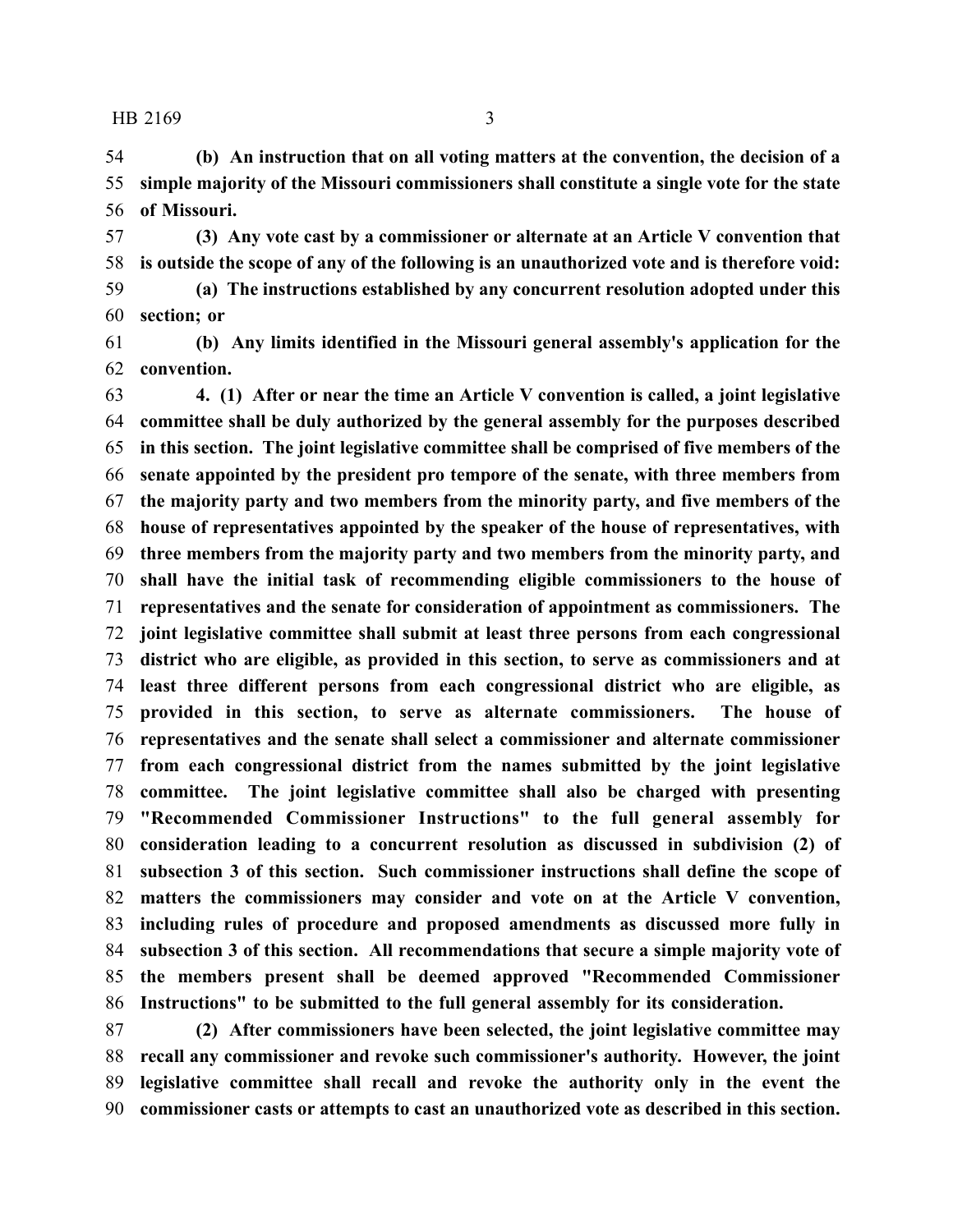**(b) An instruction that on all voting matters at the convention, the decision of a simple majority of the Missouri commissioners shall constitute a single vote for the state of Missouri.**

**(3) Any vote cast by a commissioner or alternate at an Article V convention that is outside the scope of any of the following is an unauthorized vote and is therefore void:**

**(a) The instructions established by any concurrent resolution adopted under this section; or**

**(b) Any limits identified in the Missouri general assembly's application for the convention.**

**4. (1) After or near the time an Article V convention is called, a joint legislative committee shall be duly authorized by the general assembly for the purposes described in this section. The joint legislative committee shall be comprised of five members of the senate appointed by the president pro tempore of the senate, with three members from the majority party and two members from the minority party, and five members of the house of representatives appointed by the speaker of the house of representatives, with three members from the majority party and two members from the minority party, and shall have the initial task of recommending eligible commissioners to the house of representatives and the senate for consideration of appointment as commissioners. The joint legislative committee shall submit at least three persons from each congressional district who are eligible, as provided in this section, to serve as commissioners and at least three different persons from each congressional district who are eligible, as provided in this section, to serve as alternate commissioners. The house of representatives and the senate shall select a commissioner and alternate commissioner from each congressional district from the names submitted by the joint legislative committee. The joint legislative committee shall also be charged with presenting "Recommended Commissioner Instructions" to the full general assembly for consideration leading to a concurrent resolution as discussed in subdivision (2) of subsection 3 of this section. Such commissioner instructions shall define the scope of matters the commissioners may consider and vote on at the Article V convention, including rules of procedure and proposed amendments as discussed more fully in subsection 3 of this section. All recommendations that secure a simple majority vote of the members present shall be deemed approved "Recommended Commissioner Instructions" to be submitted to the full general assembly for its consideration.**

**(2) After commissioners have been selected, the joint legislative committee may recall any commissioner and revoke such commissioner's authority. However, the joint legislative committee shall recall and revoke the authority only in the event the commissioner casts or attempts to cast an unauthorized vote as described in this section.**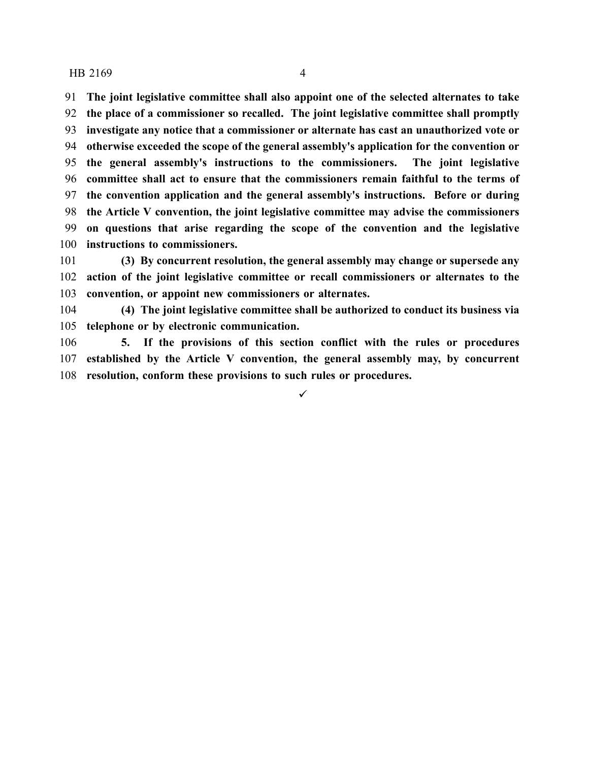**The joint legislative committee shall also appoint one of the selected alternates to take the place of a commissioner so recalled. The joint legislative committee shall promptly investigate any notice that a commissioner or alternate has cast an unauthorized vote or otherwise exceeded the scope of the general assembly's application for the convention or the general assembly's instructions to the commissioners. The joint legislative committee shall act to ensure that the commissioners remain faithful to the terms of the convention application and the general assembly's instructions. Before or during the Article V convention, the joint legislative committee may advise the commissioners on questions that arise regarding the scope of the convention and the legislative instructions to commissioners.**

**(3) By concurrent resolution, the general assembly may change or supersede any action of the joint legislative committee or recall commissioners or alternates to the convention, or appoint new commissioners or alternates.**

**(4) The joint legislative committee shall be authorized to conduct its business via telephone or by electronic communication.**

**5. If the provisions of this section conflict with the rules or procedures established by the Article V convention, the general assembly may, by concurrent resolution, conform these provisions to such rules or procedures.**

✓